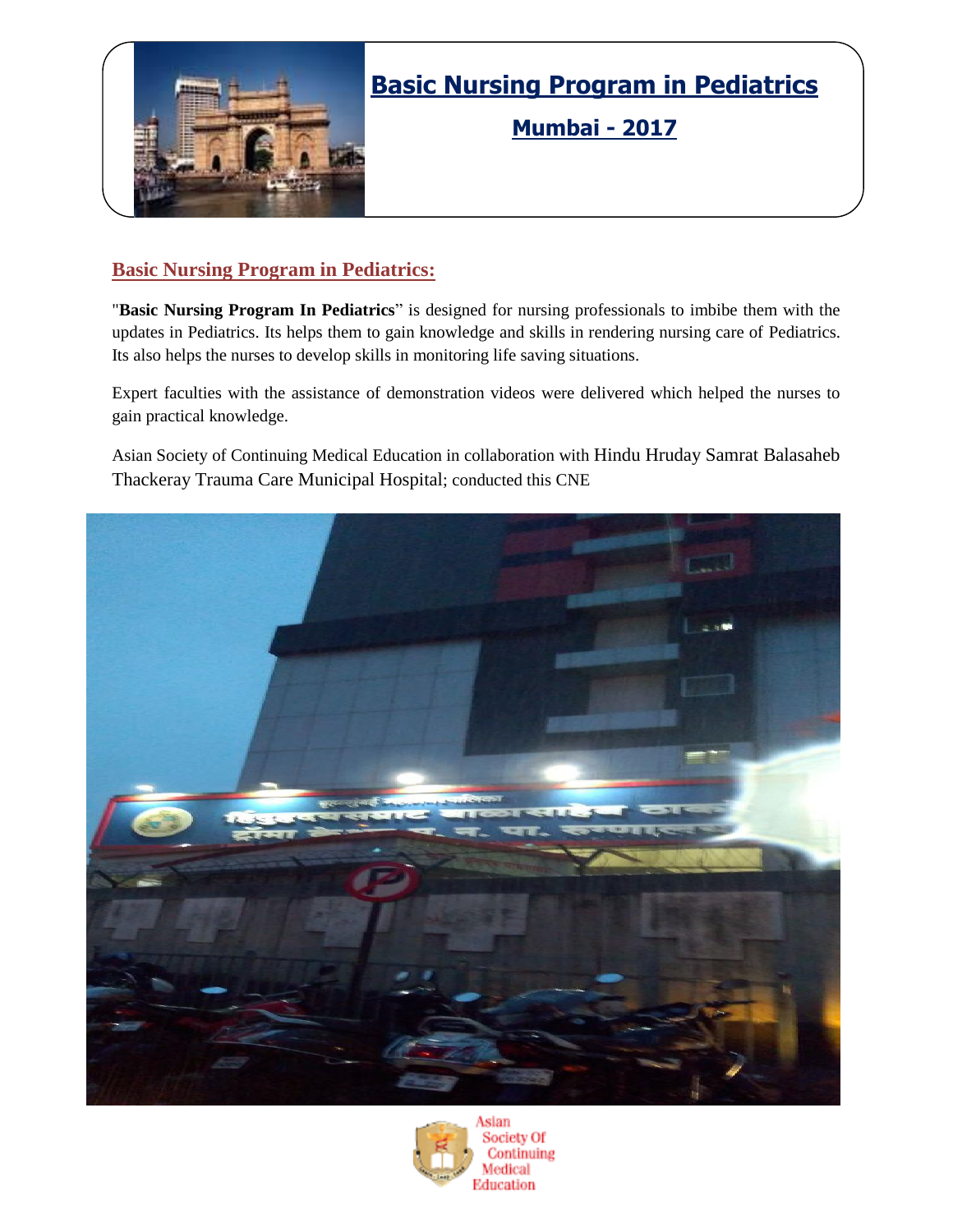# Basic Nursing Program in Pediatrics

## Mumbai - 2017

## Basic Nursing Program in Pediatrics:

"**Basic Nursing Program In Pediatrics**" is designed for nursing professionals to imbibe them with the updates in Pediatrics. Its helps them to gain knowledge and skills in rendering nursing care of Pediatrics. Its also helps the nurses to develop skills in monitoring life saving situations.

Expert faculties with the assistance of demonstration videos were delivered which helped the nurses to gain practical knowledge.

Asian Society of Continuing Medical Education in collaboration with Hindu Hruday Samrat Balasaheb Thackeray Trauma Care Municipal Hospital; conducted this CNE

Asian Society Of Continuing Medical Education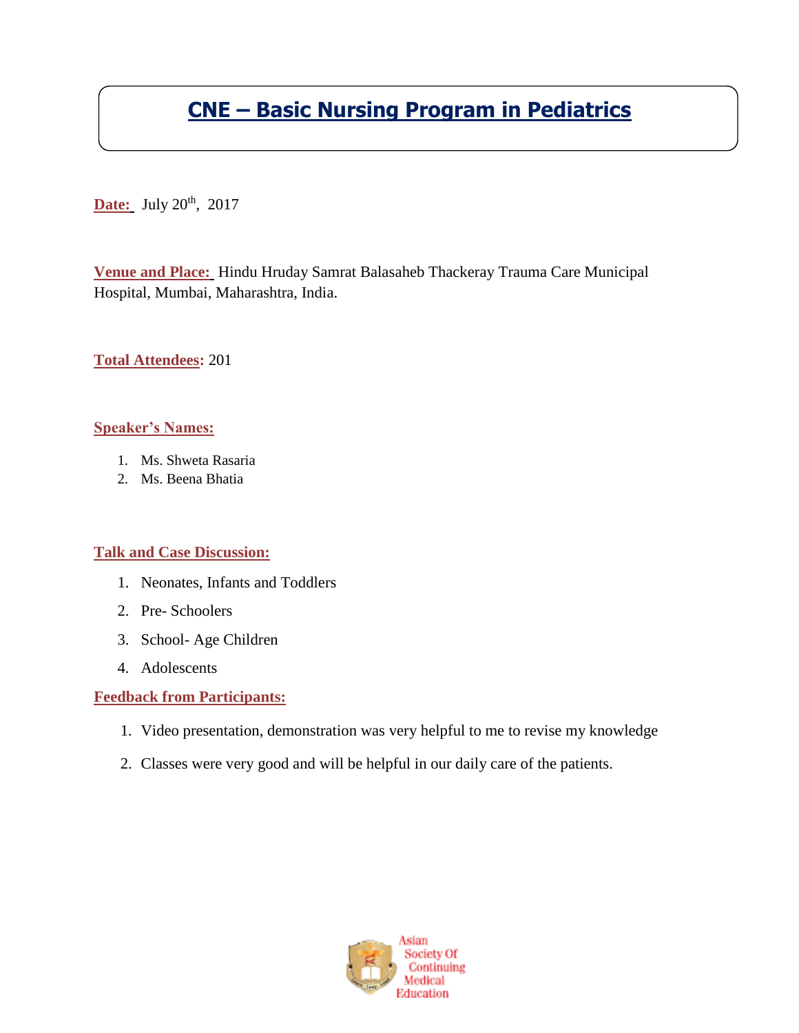# CNE – Basic Nursing Program in Pediatrics

**Date:** July 20th, 2017

**Venue and Place:** Hindu Hruday Samrat Balasaheb Thackeray Trauma Care Municipal Hospital, Mumbai, Maharashtra, India.

**Total Attendees:** 201

**Speaker's Names:**

1. Ms. Shweta Rasaria
2. Ms. Beena Bhatia

**Talk and Case Discussion:**

1. Neonates, Infants and Toddlers
2. Pre- Schoolers
3. School- Age Children
4. Adolescents

**Feedback from Participants:**

1. Video presentation, demonstration was very helpful to me to revise my knowledge
2. Classes were very good and will be helpful in our daily care of the patients.

Asian Society Of Continuing Medical Education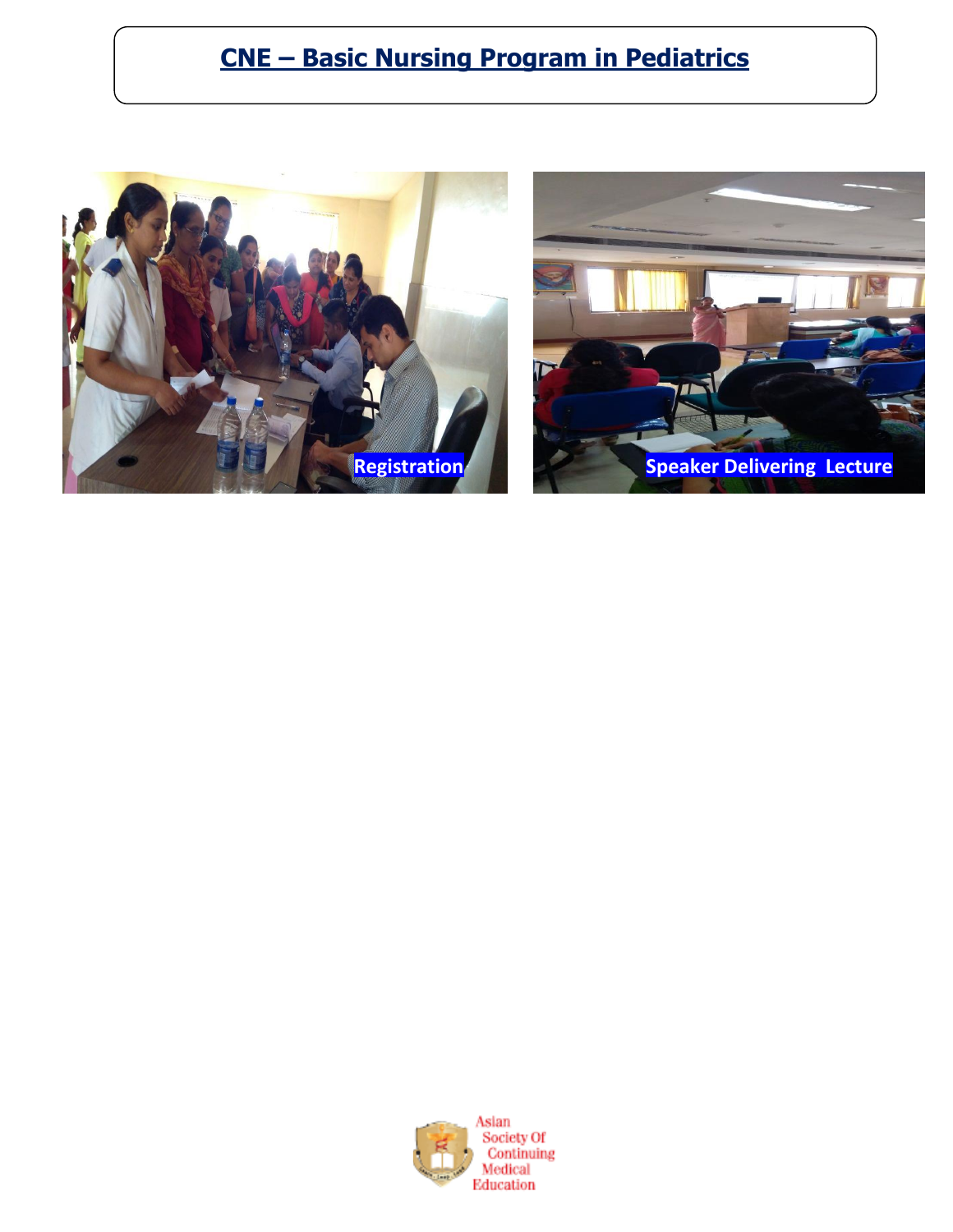# CNE – Basic Nursing Program in Pediatrics

Registration

Speaker Delivering Lecture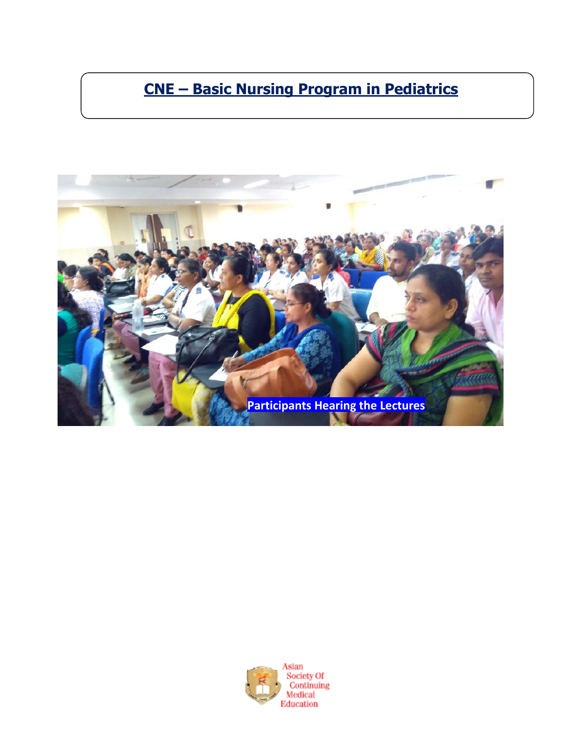# CNE – Basic Nursing Program in Pediatrics

Participants Hearing the Lectures

Asian Society Of Continuing Medical Education